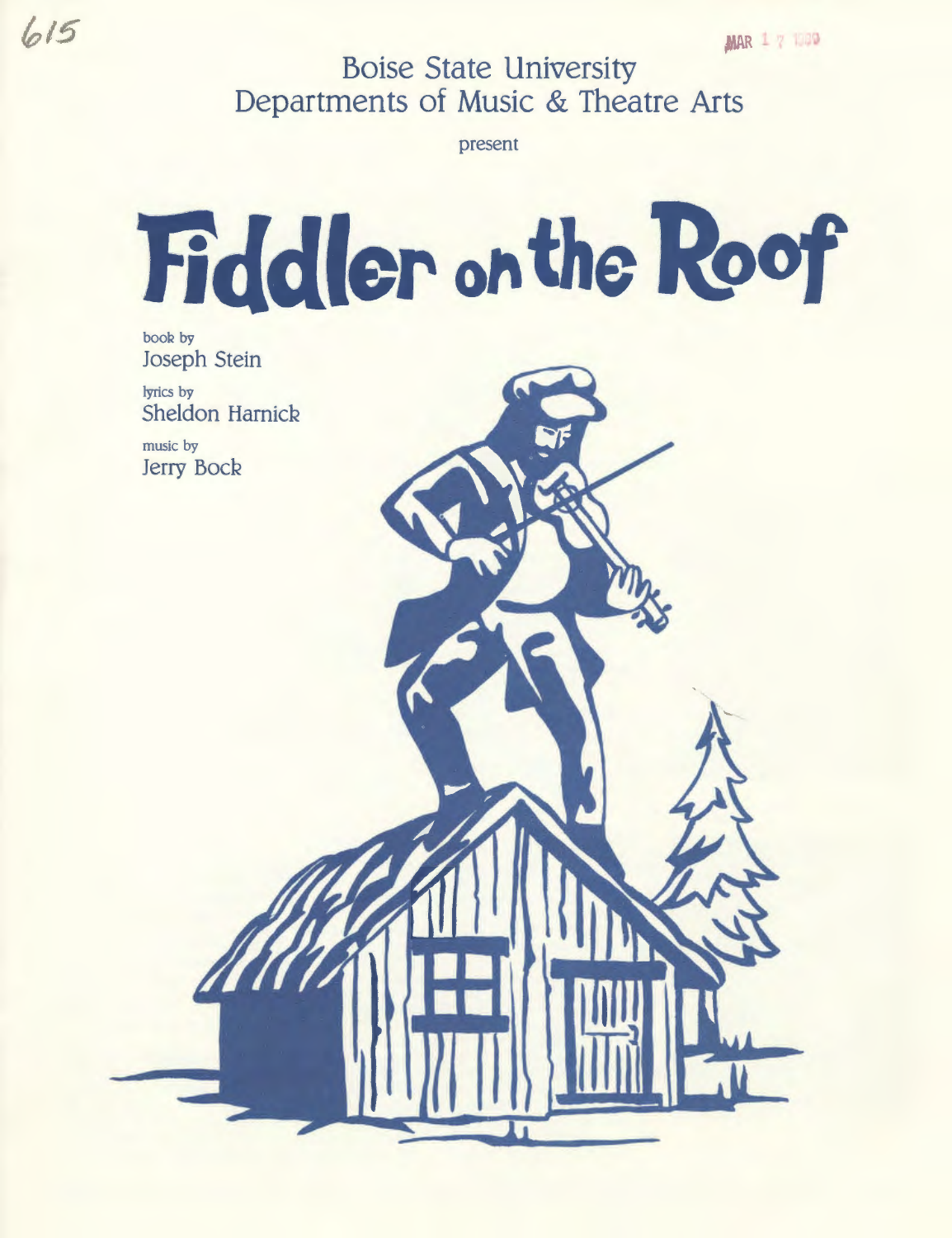615

MAR 1 7 1989

Boise State University
Departments of Music & Theatre Arts

present

# Fiddler on the Roof

book by
Joseph Stein

lyrics by
Sheldon Harnick

music by
Jerry Bock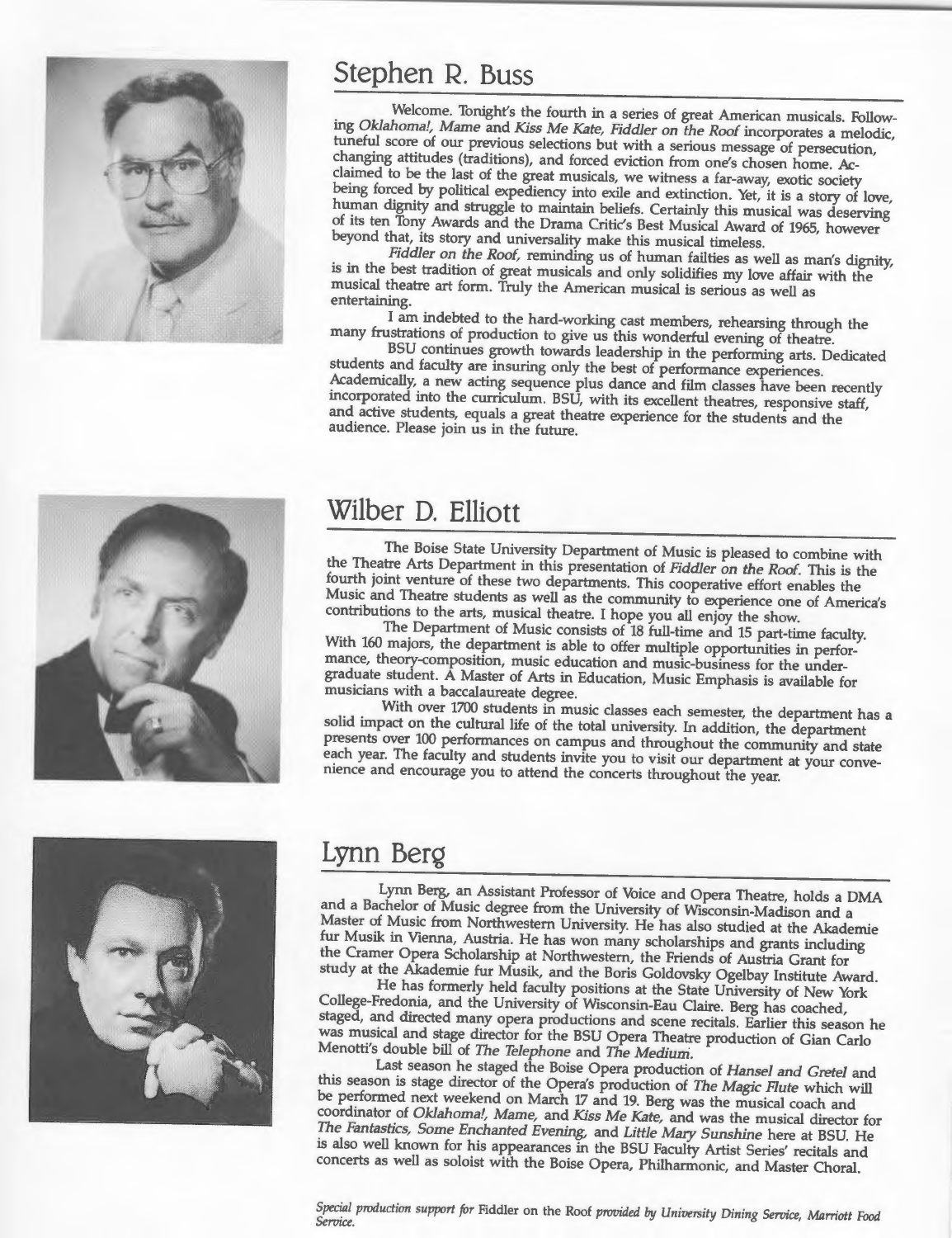## Stephen R. Buss

Welcome. Tonight's the fourth in a series of great American musicals. Following *Oklahoma!, Mame* and *Kiss Me Kate, Fiddler on the Roof* incorporates a melodic, tuneful score of our previous selections but with a serious message of persecution, changing attitudes (traditions), and forced eviction from one's chosen home. Acclaimed to be the last of the great musicals, we witness a far-away, exotic society being forced by political expediency into exile and extinction. Yet, it is a story of love, human dignity and struggle to maintain beliefs. Certainly this musical was deserving of its ten Tony Awards and the Drama Critic's Best Musical Award of 1965, however beyond that, its story and universality make this musical timeless.

*Fiddler on the Roof,* reminding us of human failties as well as man's dignity, is in the best tradition of great musicals and only solidifies my love affair with the musical theatre art form. Truly the American musical is serious as well as entertaining.

I am indebted to the hard-working cast members, rehearsing through the many frustrations of production to give us this wonderful evening of theatre.

BSU continues growth towards leadership in the performing arts. Dedicated students and faculty are insuring only the best of performance experiences. Academically, a new acting sequence plus dance and film classes have been recently incorporated into the curriculum. BSU, with its excellent theatres, responsive staff, and active students, equals a great theatre experience for the students and the audience. Please join us in the future.

## Wilber D. Elliott

The Boise State University Department of Music is pleased to combine with the Theatre Arts Department in this presentation of *Fiddler on the Roof.* This is the fourth joint venture of these two departments. This cooperative effort enables the Music and Theatre students as well as the community to experience one of America's contributions to the arts, musical theatre. I hope you all enjoy the show.

The Department of Music consists of 18 full-time and 15 part-time faculty. With 160 majors, the department is able to offer multiple opportunities in performance, theory-composition, music education and music-business for the undergraduate student. A Master of Arts in Education, Music Emphasis is available for musicians with a baccalaureate degree.

With over 1700 students in music classes each semester, the department has a solid impact on the cultural life of the total university. In addition, the department presents over 100 performances on campus and throughout the community and state each year. The faculty and students invite you to visit our department at your convenience and encourage you to attend the concerts throughout the year.

## Lynn Berg

Lynn Berg, an Assistant Professor of Voice and Opera Theatre, holds a DMA and a Bachelor of Music degree from the University of Wisconsin-Madison and a Master of Music from Northwestern University. He has also studied at the Akademie fur Musik in Vienna, Austria. He has won many scholarships and grants including the Cramer Opera Scholarship at Northwestern, the Friends of Austria Grant for study at the Akademie fur Musik, and the Boris Goldovsky Ogelbay Institute Award.

He has formerly held faculty positions at the State University of New York College-Fredonia, and the University of Wisconsin-Eau Claire. Berg has coached, staged, and directed many opera productions and scene recitals. Earlier this season he was musical and stage director for the BSU Opera Theatre production of Gian Carlo Menotti's double bill of *The Telephone* and *The Medium.*

Last season he staged the Boise Opera production of *Hansel and Gretel* and this season is stage director of the Opera's production of *The Magic Flute* which will be performed next weekend on March 17 and 19. Berg was the musical coach and coordinator of *Oklahoma!, Mame,* and *Kiss Me Kate,* and was the musical director for *The Fantastics, Some Enchanted Evening,* and *Little Mary Sunshine* here at BSU. He is also well known for his appearances in the BSU Faculty Artist Series' recitals and concerts as well as soloist with the Boise Opera, Philharmonic, and Master Choral.

*Special production support for* Fiddler on the Roof *provided by University Dining Service, Marriott Food Service.*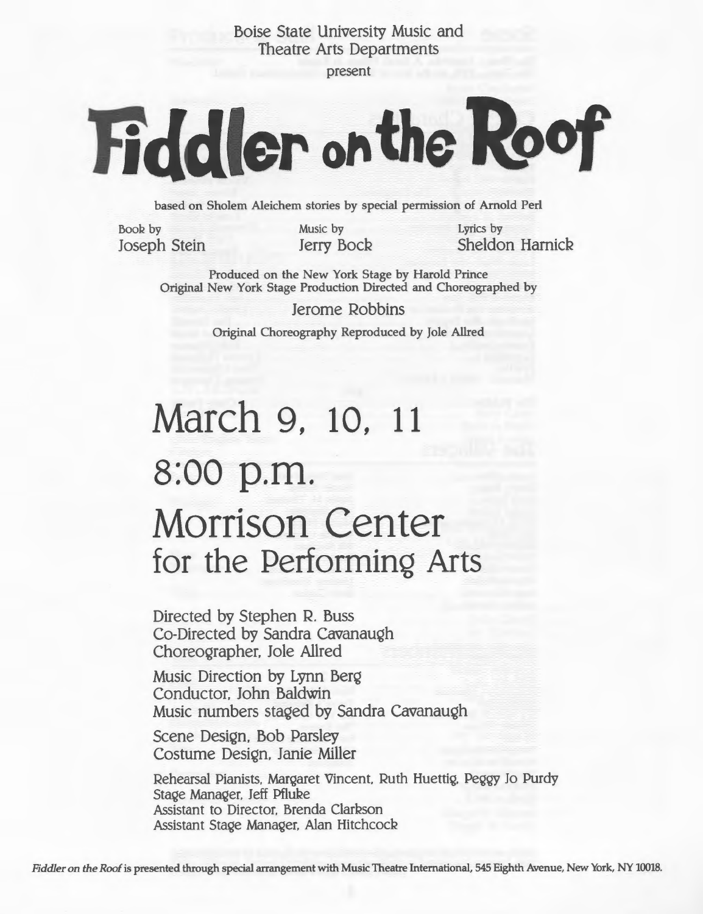Boise State University Music and Theatre Arts Departments

present

# Fiddler on the Roof

based on Sholem Aleichem stories by special permission of Arnold Perl

Book by
Joseph Stein

Music by
Jerry Bock

Lyrics by
Sheldon Harnick

Produced on the New York Stage by Harold Prince

Original New York Stage Production Directed and Choreographed by

Jerome Robbins

Original Choreography Reproduced by Jole Allred

## March 9, 10, 11

## 8:00 p.m.

## Morrison Center for the Performing Arts

Directed by Stephen R. Buss
Co-Directed by Sandra Cavanaugh
Choreographer, Jole Allred

Music Direction by Lynn Berg
Conductor, John Baldwin
Music numbers staged by Sandra Cavanaugh

Scene Design, Bob Parsley
Costume Design, Janie Miller

Rehearsal Pianists, Margaret Vincent, Ruth Huettig, Peggy Jo Purdy
Stage Manager, Jeff Pfluke
Assistant to Director, Brenda Clarkson
Assistant Stage Manager, Alan Hitchcock

*Fiddler on the Roof* is presented through special arrangement with Music Theatre International, 545 Eighth Avenue, New York, NY 10018.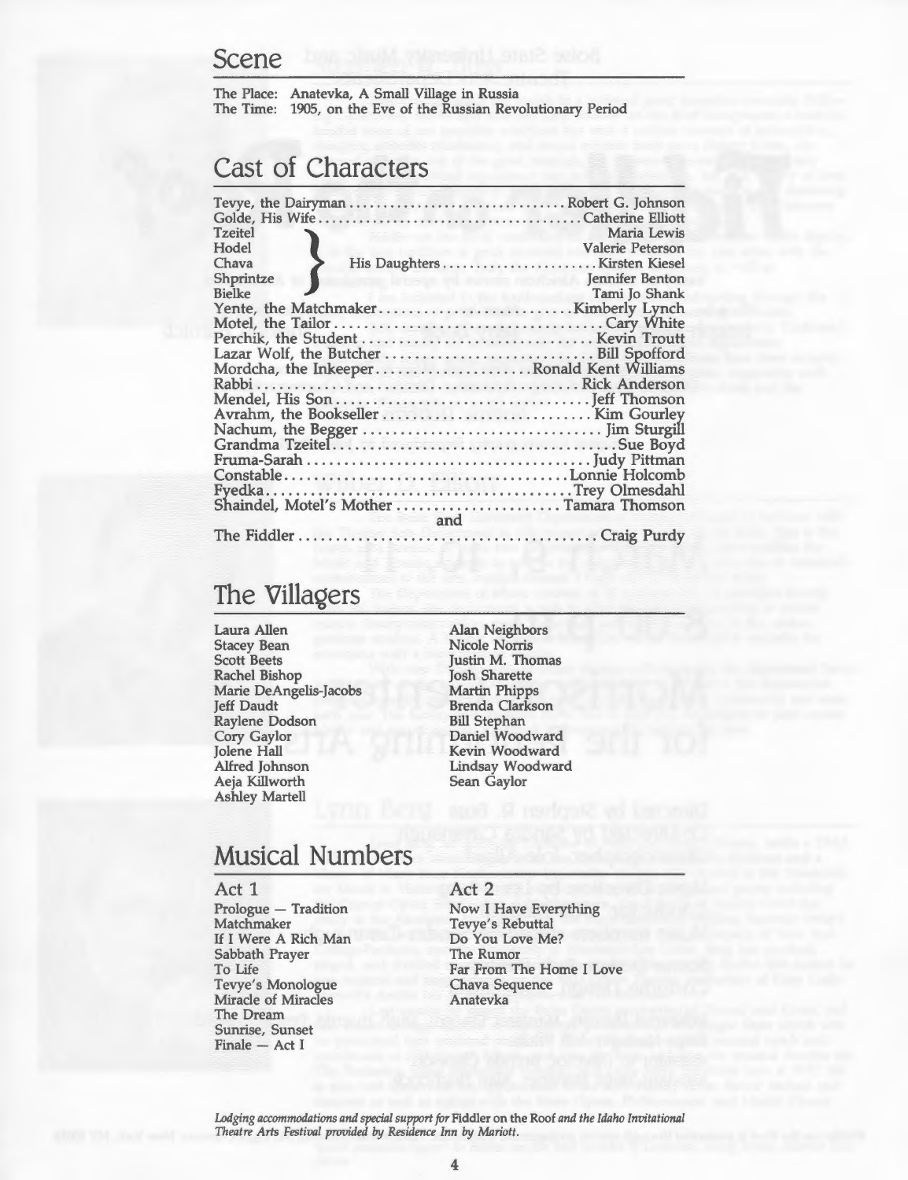## Scene

The Place: Anatevka, A Small Village in Russia
The Time: 1905, on the Eve of the Russian Revolutionary Period

## Cast of Characters

Tevye, the Dairyman ............................... Robert G. Johnson
Golde, His Wife ............................................ Catherine Elliott

His Daughters:
- Tzeitel ............................................ Maria Lewis
- Hodel ............................................ Valerie Peterson
- Chava ............................................ Kirsten Kiesel
- Shprintze ............................................ Jennifer Benton
- Bielke ............................................ Tami Jo Shank

Yente, the Matchmaker ............................ Kimberly Lynch
Motel, the Tailor ........................................ Cary White
Perchik, the Student ................................. Kevin Troutt
Lazar Wolf, the Butcher ............................ Bill Spofford
Mordcha, the Inkeeper ...................... Ronald Kent Williams
Rabbi ............................................ Rick Anderson
Mendel, His Son ..................................... Jeff Thomson
Avrahm, the Bookseller ........................... Kim Gourley
Nachum, the Begger ................................. Jim Sturgill
Grandma Tzeitel ......................................... Sue Boyd
Fruma-Sarah ............................................ Judy Pittman
Constable ............................................ Lonnie Holcomb
Fyedka ............................................ Trey Olmesdahl
Shaindel, Motel's Mother ....................... Tamara Thomson

and

The Fiddler ............................................ Craig Purdy

## The Villagers

Laura Allen
Stacey Bean
Scott Beets
Rachel Bishop
Marie DeAngelis-Jacobs
Jeff Daudt
Raylene Dodson
Cory Gaylor
Jolene Hall
Alfred Johnson
Aeja Killworth
Ashley Martell
Alan Neighbors
Nicole Norris
Justin M. Thomas
Josh Sharette
Martin Phipps
Brenda Clarkson
Bill Stephan
Daniel Woodward
Kevin Woodward
Lindsay Woodward
Sean Gaylor

## Musical Numbers

### Act 1

Prologue — Tradition
Matchmaker
If I Were A Rich Man
Sabbath Prayer
To Life
Tevye's Monologue
Miracle of Miracles
The Dream
Sunrise, Sunset
Finale — Act I

### Act 2

Now I Have Everything
Tevye's Rebuttal
Do You Love Me?
The Rumor
Far From The Home I Love
Chava Sequence
Anatevka

*Lodging accommodations and special support for* Fiddler on the Roof *and the Idaho Invitational Theatre Arts Festival provided by Residence Inn by Mariott.*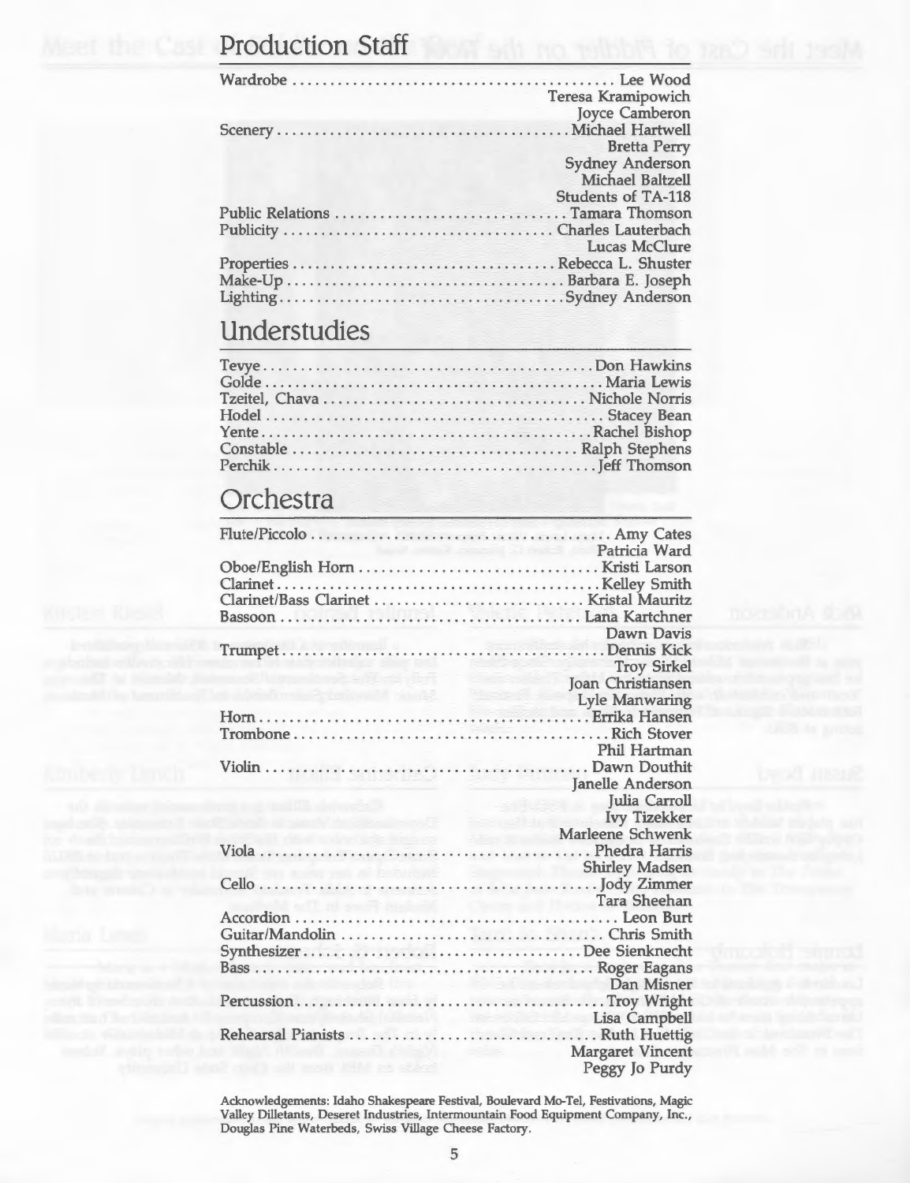## Production Staff

| | |
|---|---|
| Wardrobe | Lee Wood |
| | Teresa Kramipowich |
| | Joyce Camberon |
| Scenery | Michael Hartwell |
| | Bretta Perry |
| | Sydney Anderson |
| | Michael Baltzell |
| | Students of TA-118 |
| Public Relations | Tamara Thomson |
| Publicity | Charles Lauterbach |
| | Lucas McClure |
| Properties | Rebecca L. Shuster |
| Make-Up | Barbara E. Joseph |
| Lighting | Sydney Anderson |

## Understudies

| | |
|---|---|
| Tevye | Don Hawkins |
| Golde | Maria Lewis |
| Tzeitel, Chava | Nichole Norris |
| Hodel | Stacey Bean |
| Yente | Rachel Bishop |
| Constable | Ralph Stephens |
| Perchik | Jeff Thomson |

## Orchestra

| | |
|---|---|
| Flute/Piccolo | Amy Cates |
| | Patricia Ward |
| Oboe/English Horn | Kristi Larson |
| Clarinet | Kelley Smith |
| Clarinet/Bass Clarinet | Kristal Mauritz |
| Bassoon | Lana Kartchner |
| | Dawn Davis |
| Trumpet | Dennis Kick |
| | Troy Sirkel |
| | Joan Christiansen |
| | Lyle Manwaring |
| Horn | Errika Hansen |
| Trombone | Rich Stover |
| | Phil Hartman |
| Violin | Dawn Douthit |
| | Janelle Anderson |
| | Julia Carroll |
| | Ivy Tizekker |
| | Marleene Schwenk |
| Viola | Phedra Harris |
| | Shirley Madsen |
| Cello | Jody Zimmer |
| | Tara Sheehan |
| Accordion | Leon Burt |
| Guitar/Mandolin | Chris Smith |
| Synthesizer | Dee Sienknecht |
| Bass | Roger Eagans |
| | Dan Misner |
| Percussion | Troy Wright |
| | Lisa Campbell |
| Rehearsal Pianists | Ruth Huettig |
| | Margaret Vincent |
| | Peggy Jo Purdy |

Acknowledgements: Idaho Shakespeare Festival, Boulevard Mo-Tel, Festivations, Magic Valley Dilletants, Deseret Industries, Intermountain Food Equipment Company, Inc., Douglas Pine Waterbeds, Swiss Village Cheese Factory.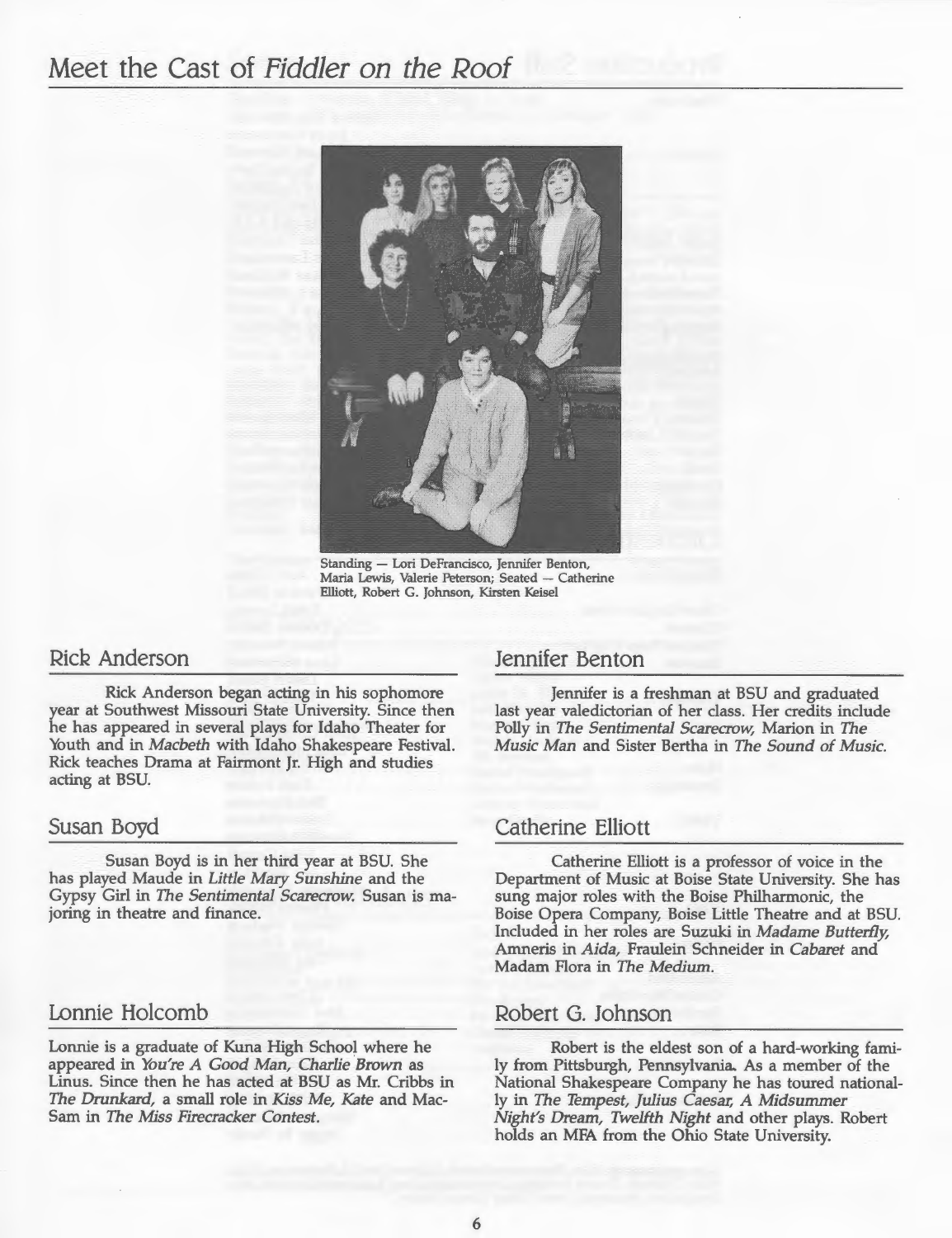# Meet the Cast of *Fiddler on the Roof*

Standing — Lori DeFrancisco, Jennifer Benton, Maria Lewis, Valerie Peterson; Seated — Catherine Elliott, Robert G. Johnson, Kirsten Keisel

## Rick Anderson

Rick Anderson began acting in his sophomore year at Southwest Missouri State University. Since then he has appeared in several plays for Idaho Theater for Youth and in *Macbeth* with Idaho Shakespeare Festival. Rick teaches Drama at Fairmont Jr. High and studies acting at BSU.

## Susan Boyd

Susan Boyd is in her third year at BSU. She has played Maude in *Little Mary Sunshine* and the Gypsy Girl in *The Sentimental Scarecrow.* Susan is majoring in theatre and finance.

## Lonnie Holcomb

Lonnie is a graduate of Kuna High School where he appeared in *You're A Good Man, Charlie Brown* as Linus. Since then he has acted at BSU as Mr. Cribbs in *The Drunkard,* a small role in *Kiss Me, Kate* and MacSam in *The Miss Firecracker Contest.*

## Jennifer Benton

Jennifer is a freshman at BSU and graduated last year valedictorian of her class. Her credits include Polly in *The Sentimental Scarecrow,* Marion in *The Music Man* and Sister Bertha in *The Sound of Music.*

## Catherine Elliott

Catherine Elliott is a professor of voice in the Department of Music at Boise State University. She has sung major roles with the Boise Philharmonic, the Boise Opera Company, Boise Little Theatre and at BSU. Included in her roles are Suzuki in *Madame Butterfly,* Amneris in *Aida,* Fraulein Schneider in *Cabaret* and Madam Flora in *The Medium.*

## Robert G. Johnson

Robert is the eldest son of a hard-working family from Pittsburgh, Pennsylvania. As a member of the National Shakespeare Company he has toured nationally in *The Tempest, Julius Caesar, A Midsummer Night's Dream, Twelfth Night* and other plays. Robert holds an MFA from the Ohio State University.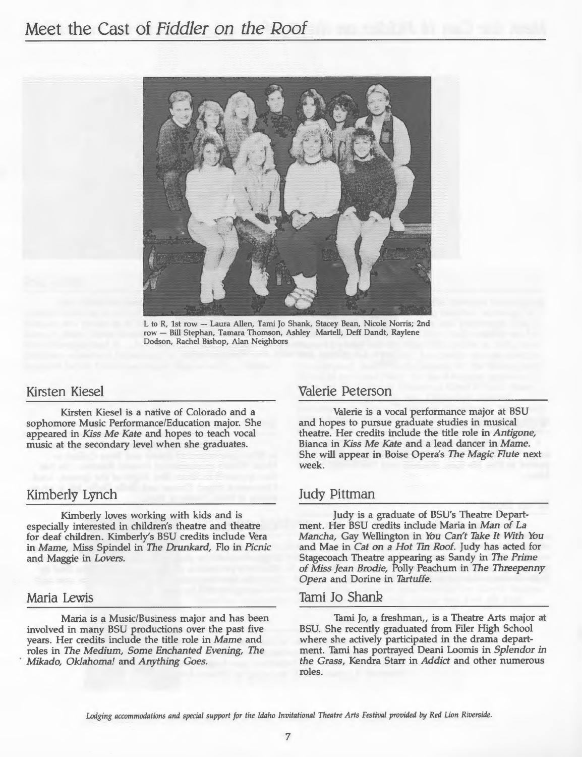# Meet the Cast of *Fiddler on the Roof*

L to R, 1st row — Laura Allen, Tami Jo Shank, Stacey Bean, Nicole Norris; 2nd row — Bill Stephan, Tamara Thomson, Ashley Martell, Deff Dandt, Raylene Dodson, Rachel Bishop, Alan Neighbors

## Kirsten Kiesel

Kirsten Kiesel is a native of Colorado and a sophomore Music Performance/Education major. She appeared in *Kiss Me Kate* and hopes to teach vocal music at the secondary level when she graduates.

## Kimberly Lynch

Kimberly loves working with kids and is especially interested in children's theatre and theatre for deaf children. Kimberly's BSU credits include Vera in *Mame*, Miss Spindel in *The Drunkard*, Flo in *Picnic* and Maggie in *Lovers*.

## Maria Lewis

Maria is a Music/Business major and has been involved in many BSU productions over the past five years. Her credits include the title role in *Mame* and roles in *The Medium, Some Enchanted Evening, The Mikado, Oklahoma!* and *Anything Goes*.

## Valerie Peterson

Valerie is a vocal performance major at BSU and hopes to pursue graduate studies in musical theatre. Her credits include the title role in *Antigone*, Bianca in *Kiss Me Kate* and a lead dancer in *Mame*. She will appear in Boise Opera's *The Magic Flute* next week.

## Judy Pittman

Judy is a graduate of BSU's Theatre Department. Her BSU credits include Maria in *Man of La Mancha*, Gay Wellington in *You Can't Take It With You* and Mae in *Cat on a Hot Tin Roof*. Judy has acted for Stagecoach Theatre appearing as Sandy in *The Prime of Miss Jean Brodie*, Polly Peachum in *The Threepenny Opera* and Dorine in *Tartuffe*.

## Tami Jo Shank

Tami Jo, a freshman,, is a Theatre Arts major at BSU. She recently graduated from Filer High School where she actively participated in the drama department. Tami has portrayed Deani Loomis in *Splendor in the Grass*, Kendra Starr in *Addict* and other numerous roles.

*Lodging accommodations and special support for the Idaho Invitational Theatre Arts Festival provided by Red Lion Riverside.*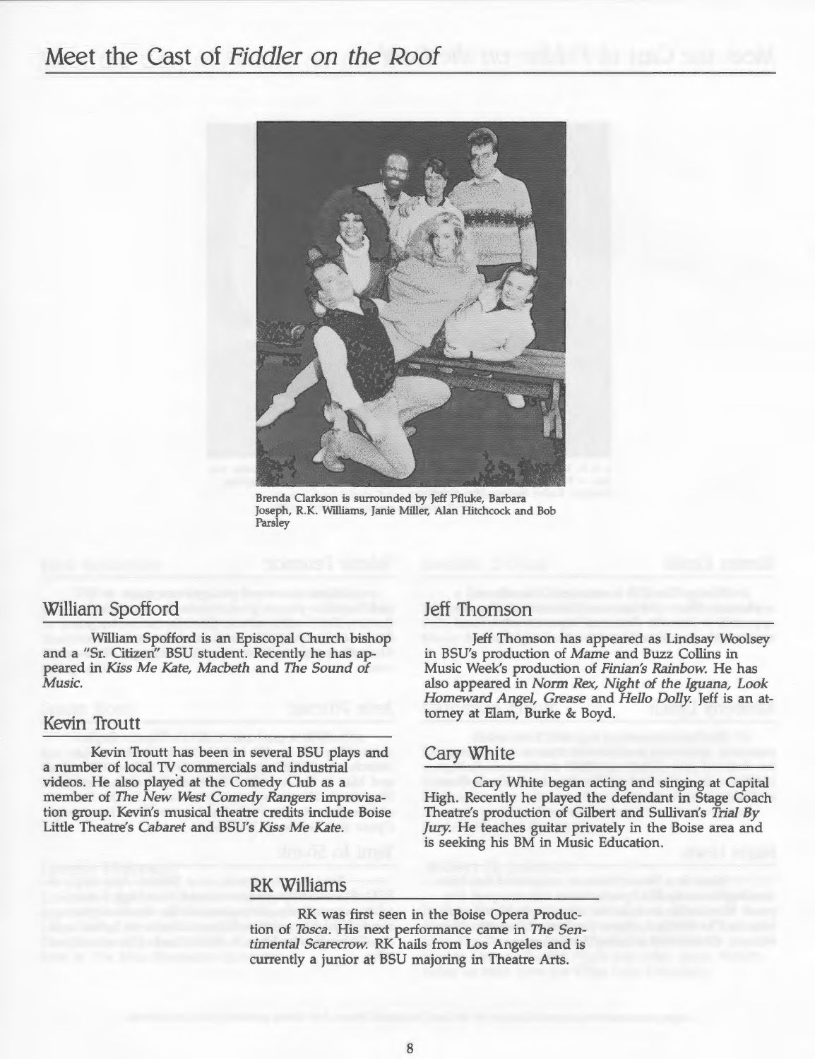# Meet the Cast of *Fiddler on the Roof*

Brenda Clarkson is surrounded by Jeff Pfluke, Barbara Joseph, R.K. Williams, Janie Miller, Alan Hitchcock and Bob Parsley

## William Spofford

William Spofford is an Episcopal Church bishop and a "Sr. Citizen" BSU student. Recently he has appeared in *Kiss Me Kate, Macbeth* and *The Sound of Music.*

## Kevin Troutt

Kevin Troutt has been in several BSU plays and a number of local TV commercials and industrial videos. He also played at the Comedy Club as a member of *The New West Comedy Rangers* improvisation group. Kevin's musical theatre credits include Boise Little Theatre's *Cabaret* and BSU's *Kiss Me Kate.*

## Jeff Thomson

Jeff Thomson has appeared as Lindsay Woolsey in BSU's production of *Mame* and Buzz Collins in Music Week's production of *Finian's Rainbow.* He has also appeared in *Norm Rex, Night of the Iguana, Look Homeward Angel, Grease* and *Hello Dolly.* Jeff is an attorney at Elam, Burke & Boyd.

## Cary White

Cary White began acting and singing at Capital High. Recently he played the defendant in Stage Coach Theatre's production of Gilbert and Sullivan's *Trial By Jury.* He teaches guitar privately in the Boise area and is seeking his BM in Music Education.

## RK Williams

RK was first seen in the Boise Opera Production of *Tosca.* His next performance came in *The Sentimental Scarecrow.* RK hails from Los Angeles and is currently a junior at BSU majoring in Theatre Arts.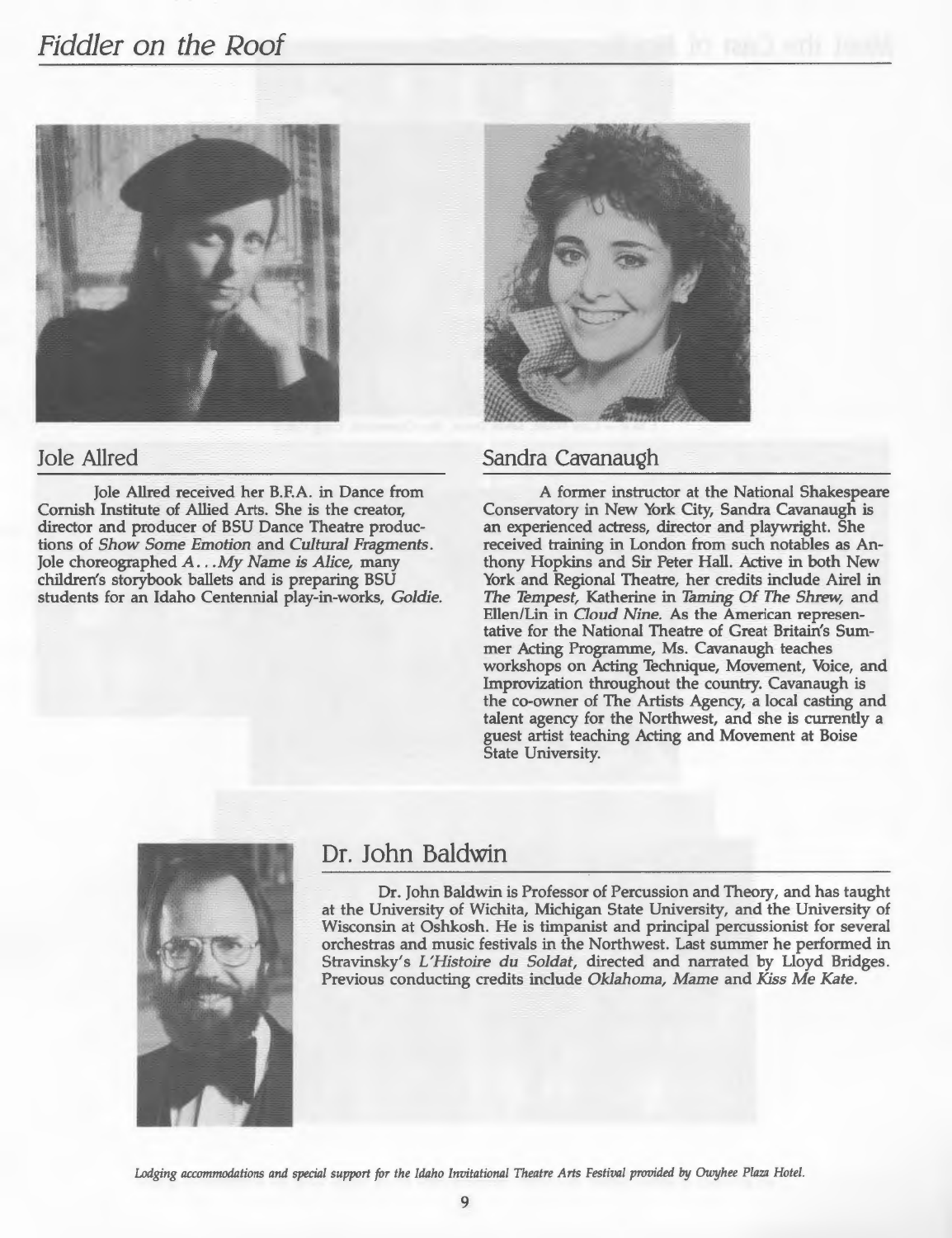## Jole Allred

Jole Allred received her B.F.A. in Dance from Cornish Institute of Allied Arts. She is the creator, director and producer of BSU Dance Theatre productions of *Show Some Emotion* and *Cultural Fragments*. Jole choreographed *A. . .My Name is Alice,* many children's storybook ballets and is preparing BSU students for an Idaho Centennial play-in-works, *Goldie.*

## Sandra Cavanaugh

A former instructor at the National Shakespeare Conservatory in New York City, Sandra Cavanaugh is an experienced actress, director and playwright. She received training in London from such notables as Anthony Hopkins and Sir Peter Hall. Active in both New York and Regional Theatre, her credits include Airel in *The Tempest,* Katherine in *Taming Of The Shrew,* and Ellen/Lin in *Cloud Nine.* As the American representative for the National Theatre of Great Britain's Summer Acting Programme, Ms. Cavanaugh teaches workshops on Acting Technique, Movement, Voice, and Improvization throughout the country. Cavanaugh is the co-owner of The Artists Agency, a local casting and talent agency for the Northwest, and she is currently a guest artist teaching Acting and Movement at Boise State University.

## Dr. John Baldwin

Dr. John Baldwin is Professor of Percussion and Theory, and has taught at the University of Wichita, Michigan State University, and the University of Wisconsin at Oshkosh. He is timpanist and principal percussionist for several orchestras and music festivals in the Northwest. Last summer he performed in Stravinsky's *L'Histoire du Soldat,* directed and narrated by Lloyd Bridges. Previous conducting credits include *Oklahoma, Mame* and *Kiss Me Kate.*

*Lodging accommodations and special support for the Idaho Invitational Theatre Arts Festival provided by Owyhee Plaza Hotel.*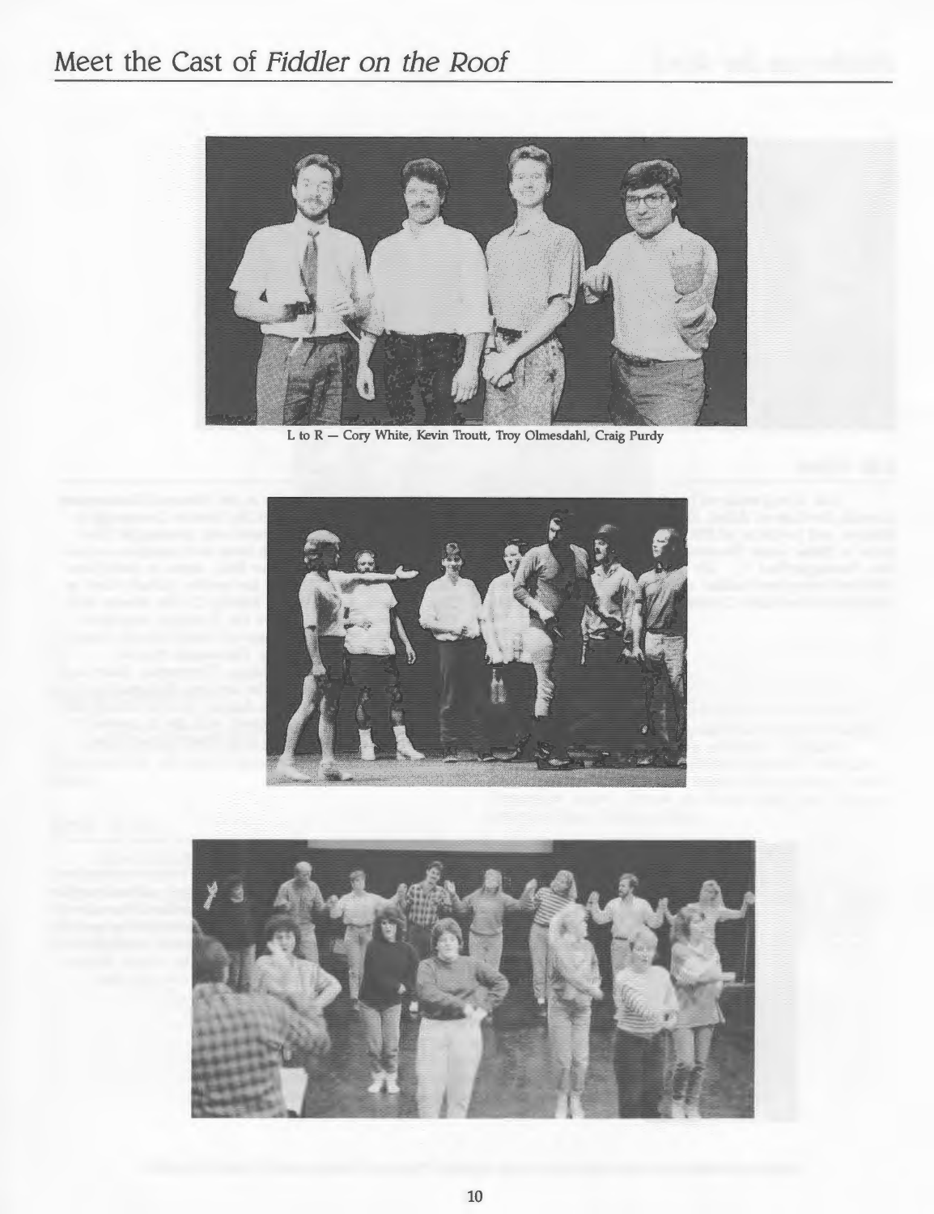# Meet the Cast of *Fiddler on the Roof*

L to R — Cory White, Kevin Troutt, Troy Olmesdahl, Craig Purdy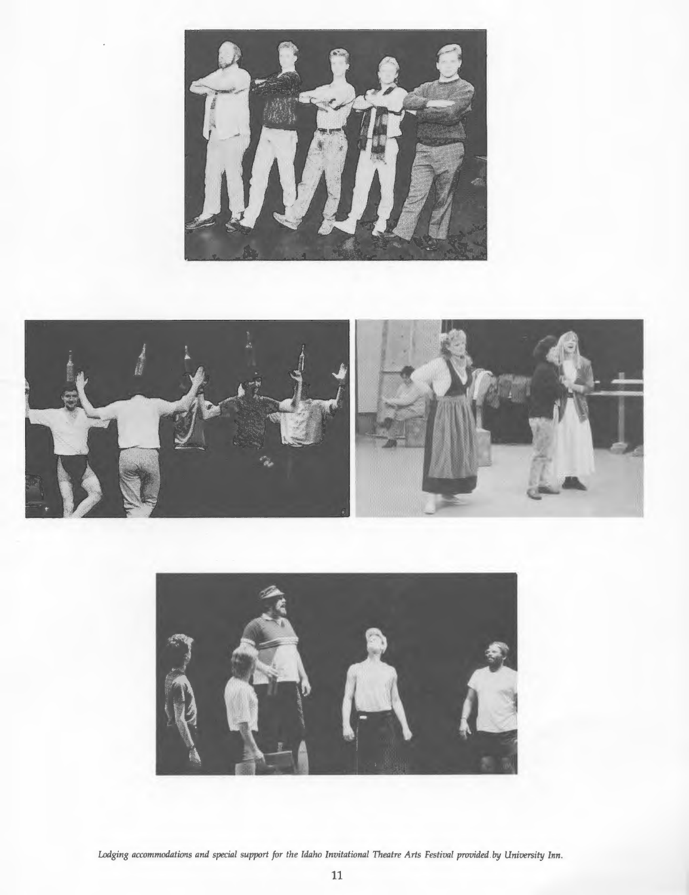*Lodging accommodations and special support for the Idaho Invitational Theatre Arts Festival provided by University Inn.*